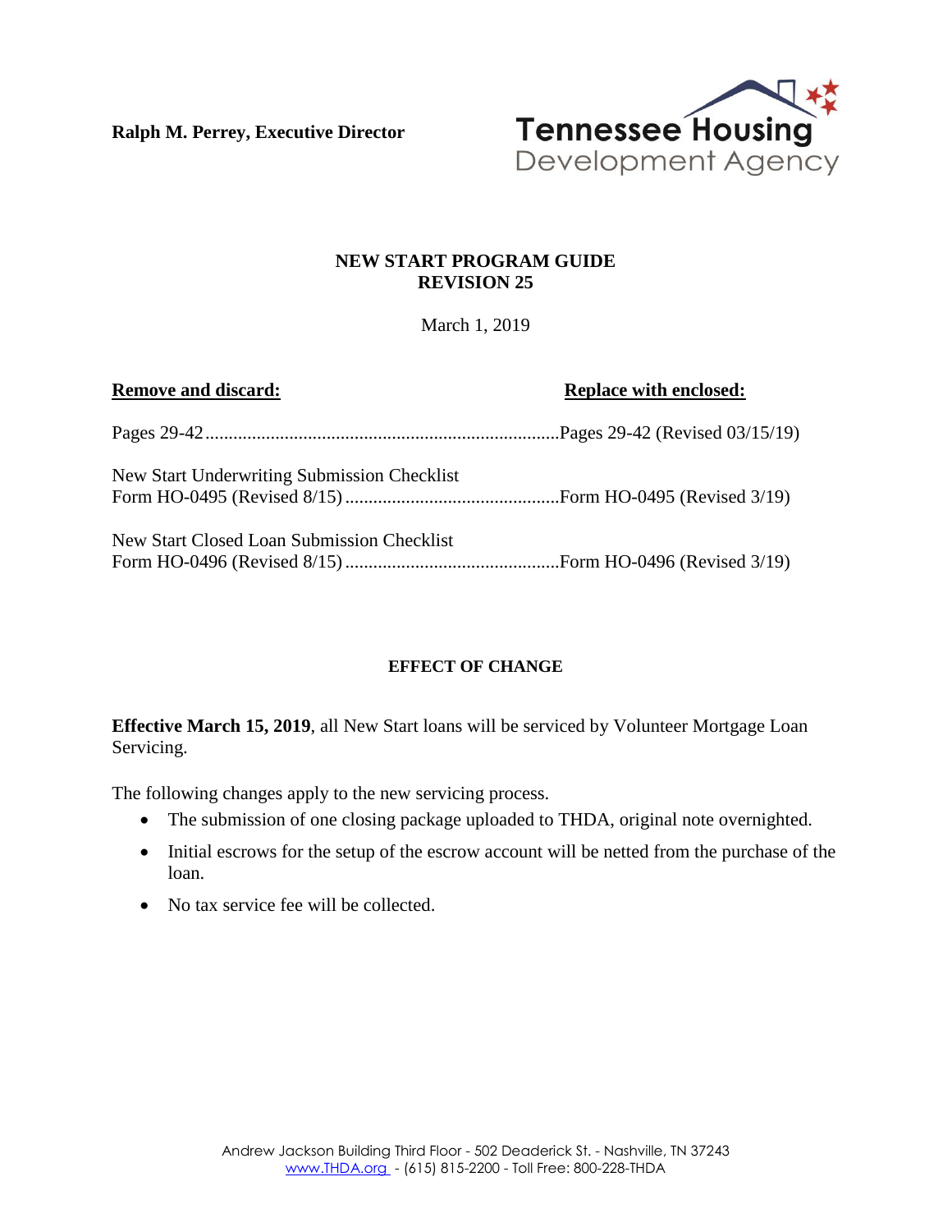**Ralph M. Perrey, Executive Director**

Tennessee Housing Development Agency

# NEW START PROGRAM GUIDE
# REVISION 25

March 1, 2019

| **Remove and discard:** | **Replace with enclosed:** |
| --- | --- |
| Pages 29-42 | Pages 29-42 (Revised 03/15/19) |
| New Start Underwriting Submission Checklist Form HO-0495 (Revised 8/15) | Form HO-0495 (Revised 3/19) |
| New Start Closed Loan Submission Checklist Form HO-0496 (Revised 8/15) | Form HO-0496 (Revised 3/19) |

## EFFECT OF CHANGE

**Effective March 15, 2019**, all New Start loans will be serviced by Volunteer Mortgage Loan Servicing.

The following changes apply to the new servicing process.

- The submission of one closing package uploaded to THDA, original note overnighted.
- Initial escrows for the setup of the escrow account will be netted from the purchase of the loan.
- No tax service fee will be collected.

Andrew Jackson Building Third Floor - 502 Deaderick St. - Nashville, TN 37243
www.THDA.org - (615) 815-2200 - Toll Free: 800-228-THDA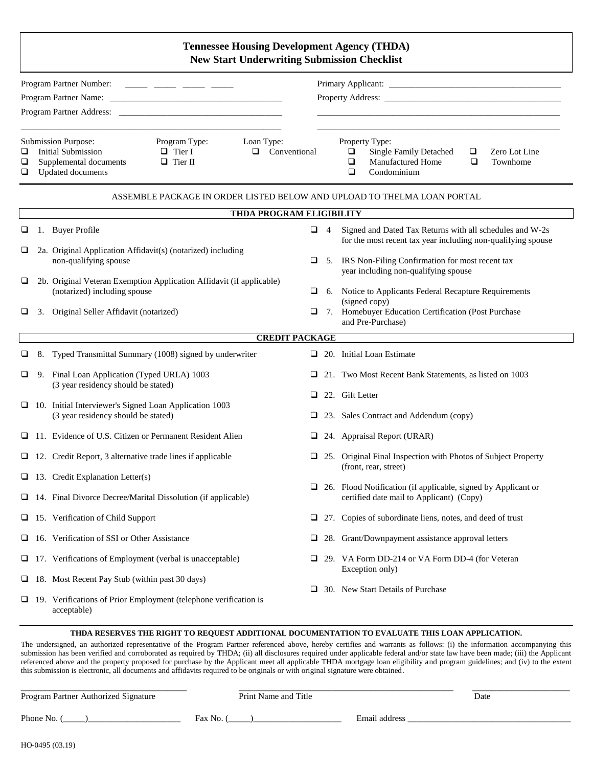# Tennessee Housing Development Agency (THDA)
## New Start Underwriting Submission Checklist

Program Partner Number: _____ _____ _____ _____

Program Partner Name: ________________________________________

Program Partner Address: ________________________________________

________________________________________

Primary Applicant: ________________________________________

Property Address: ________________________________________

________________________________________

________________________________________

**Submission Purpose:**
- ❑ Initial Submission
- ❑ Supplemental documents
- ❑ Updated documents

**Program Type:**
- ❑ Tier I
- ❑ Tier II

**Loan Type:**
- ❑ Conventional

**Property Type:**
- ❑ Single Family Detached
- ❑ Manufactured Home
- ❑ Condominium
- ❑ Zero Lot Line
- ❑ Townhome

ASSEMBLE PACKAGE IN ORDER LISTED BELOW AND UPLOAD TO THELMA LOAN PORTAL

### THDA PROGRAM ELIGIBILITY

- ❑ 1. Buyer Profile
- ❑ 2a. Original Application Affidavit(s) (notarized) including non-qualifying spouse
- ❑ 2b. Original Veteran Exemption Application Affidavit (if applicable) (notarized) including spouse
- ❑ 3. Original Seller Affidavit (notarized)
- ❑ 4 Signed and Dated Tax Returns with all schedules and W-2s for the most recent tax year including non-qualifying spouse
- ❑ 5. IRS Non-Filing Confirmation for most recent tax year including non-qualifying spouse
- ❑ 6. Notice to Applicants Federal Recapture Requirements (signed copy)
- ❑ 7. Homebuyer Education Certification (Post Purchase and Pre-Purchase)

### CREDIT PACKAGE

- ❑ 8. Typed Transmittal Summary (1008) signed by underwriter
- ❑ 9. Final Loan Application (Typed URLA) 1003 (3 year residency should be stated)
- ❑ 10. Initial Interviewer's Signed Loan Application 1003 (3 year residency should be stated)
- ❑ 11. Evidence of U.S. Citizen or Permanent Resident Alien
- ❑ 12. Credit Report, 3 alternative trade lines if applicable
- ❑ 13. Credit Explanation Letter(s)
- ❑ 14. Final Divorce Decree/Marital Dissolution (if applicable)
- ❑ 15. Verification of Child Support
- ❑ 16. Verification of SSI or Other Assistance
- ❑ 17. Verifications of Employment (verbal is unacceptable)
- ❑ 18. Most Recent Pay Stub (within past 30 days)
- ❑ 19. Verifications of Prior Employment (telephone verification is acceptable)
- ❑ 20. Initial Loan Estimate
- ❑ 21. Two Most Recent Bank Statements, as listed on 1003
- ❑ 22. Gift Letter
- ❑ 23. Sales Contract and Addendum (copy)
- ❑ 24. Appraisal Report (URAR)
- ❑ 25. Original Final Inspection with Photos of Subject Property (front, rear, street)
- ❑ 26. Flood Notification (if applicable, signed by Applicant or certified date mail to Applicant) (Copy)
- ❑ 27. Copies of subordinate liens, notes, and deed of trust
- ❑ 28. Grant/Downpayment assistance approval letters
- ❑ 29. VA Form DD-214 or VA Form DD-4 (for Veteran Exception only)
- ❑ 30. New Start Details of Purchase

**THDA RESERVES THE RIGHT TO REQUEST ADDITIONAL DOCUMENTATION TO EVALUATE THIS LOAN APPLICATION.**

The undersigned, an authorized representative of the Program Partner referenced above, hereby certifies and warrants as follows: (i) the information accompanying this submission has been verified and corroborated as required by THDA; (ii) all disclosures required under applicable federal and/or state law have been made; (iii) the Applicant referenced above and the property proposed for purchase by the Applicant meet all applicable THDA mortgage loan eligibility and program guidelines; and (iv) to the extent this submission is electronic, all documents and affidavits required to be originals or with original signature were obtained.

_______________________ Program Partner Authorized Signature

_______________________ Print Name and Title

_______________________ Date

Phone No. (_____)____________________ Fax No. (_____)____________________ Email address ________________________

HO-0495 (03.19)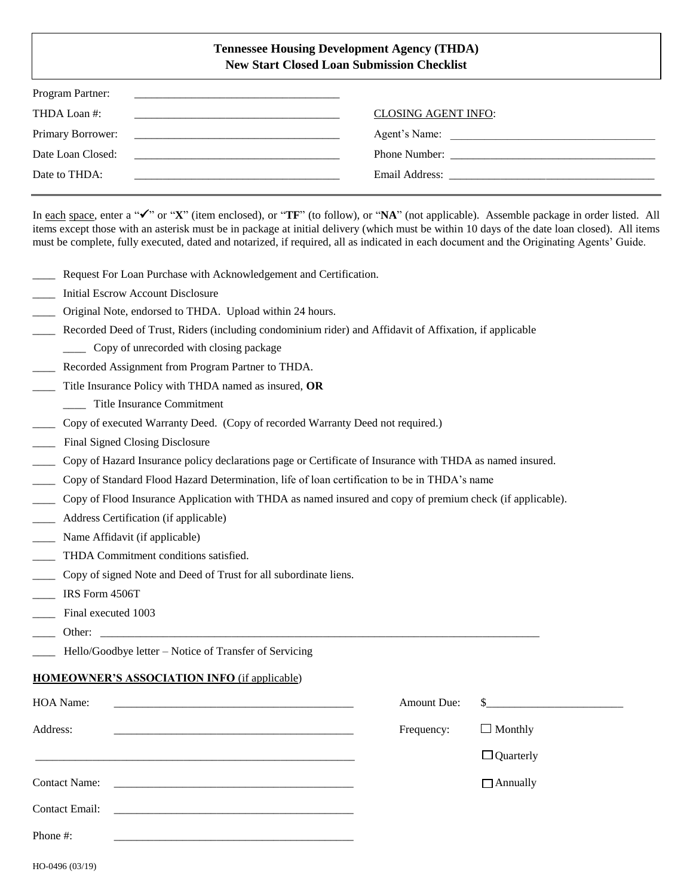**Tennessee Housing Development Agency (THDA)**
**New Start Closed Loan Submission Checklist**

Program Partner: ___________________________________

THDA Loan #: ___________________________________

Primary Borrower: ___________________________________

Date Loan Closed: ___________________________________

Date to THDA: ___________________________________

CLOSING AGENT INFO:

Agent's Name: ___________________________________

Phone Number: ___________________________________

Email Address: ___________________________________

In each space, enter a "✓" or "**X**" (item enclosed), or "**TF**" (to follow), or "**NA**" (not applicable). Assemble package in order listed. All items except those with an asterisk must be in package at initial delivery (which must be within 10 days of the date loan closed). All items must be complete, fully executed, dated and notarized, if required, all as indicated in each document and the Originating Agents' Guide.

- ____ Request For Loan Purchase with Acknowledgement and Certification.
- ____ Initial Escrow Account Disclosure
- ____ Original Note, endorsed to THDA. Upload within 24 hours.
- ____ Recorded Deed of Trust, Riders (including condominium rider) and Affidavit of Affixation, if applicable
  - ____ Copy of unrecorded with closing package
- ____ Recorded Assignment from Program Partner to THDA.
- ____ Title Insurance Policy with THDA named as insured, **OR**
  - ____ Title Insurance Commitment
- ____ Copy of executed Warranty Deed. (Copy of recorded Warranty Deed not required.)
- ____ Final Signed Closing Disclosure
- ____ Copy of Hazard Insurance policy declarations page or Certificate of Insurance with THDA as named insured.
- ____ Copy of Standard Flood Hazard Determination, life of loan certification to be in THDA's name
- ____ Copy of Flood Insurance Application with THDA as named insured and copy of premium check (if applicable).
- ____ Address Certification (if applicable)
- ____ Name Affidavit (if applicable)
- ____ THDA Commitment conditions satisfied.
- ____ Copy of signed Note and Deed of Trust for all subordinate liens.
- ____ IRS Form 4506T
- ____ Final executed 1003
- ____ Other: ___________________________________________________________________________
- ____ Hello/Goodbye letter – Notice of Transfer of Servicing

**HOMEOWNER'S ASSOCIATION INFO** (if applicable)

HOA Name: ___________________________________________

Address: ___________________________________________

___________________________________________

Contact Name: ___________________________________________

Contact Email: ___________________________________________

Phone #: ___________________________________________

Amount Due: $_______________________

Frequency: ☐ Monthly

☐ Quarterly

☐ Annually

HO-0496 (03/19)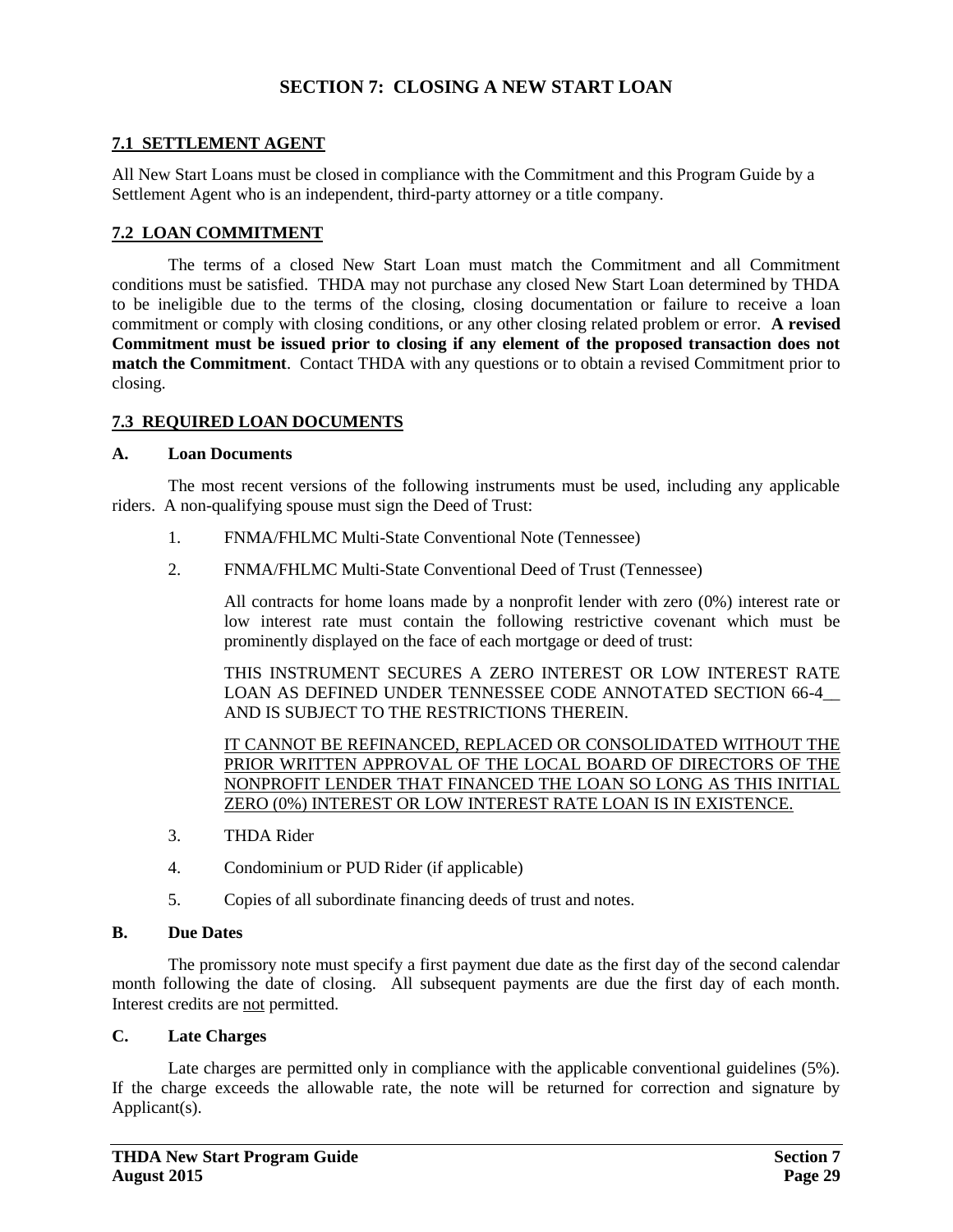# SECTION 7: CLOSING A NEW START LOAN

## 7.1 SETTLEMENT AGENT

All New Start Loans must be closed in compliance with the Commitment and this Program Guide by a Settlement Agent who is an independent, third-party attorney or a title company.

## 7.2 LOAN COMMITMENT

The terms of a closed New Start Loan must match the Commitment and all Commitment conditions must be satisfied. THDA may not purchase any closed New Start Loan determined by THDA to be ineligible due to the terms of the closing, closing documentation or failure to receive a loan commitment or comply with closing conditions, or any other closing related problem or error. **A revised Commitment must be issued prior to closing if any element of the proposed transaction does not match the Commitment**. Contact THDA with any questions or to obtain a revised Commitment prior to closing.

## 7.3 REQUIRED LOAN DOCUMENTS

### A. Loan Documents

The most recent versions of the following instruments must be used, including any applicable riders. A non-qualifying spouse must sign the Deed of Trust:

1. FNMA/FHLMC Multi-State Conventional Note (Tennessee)

2. FNMA/FHLMC Multi-State Conventional Deed of Trust (Tennessee)

   All contracts for home loans made by a nonprofit lender with zero (0%) interest rate or low interest rate must contain the following restrictive covenant which must be prominently displayed on the face of each mortgage or deed of trust:

   THIS INSTRUMENT SECURES A ZERO INTEREST OR LOW INTEREST RATE LOAN AS DEFINED UNDER TENNESSEE CODE ANNOTATED SECTION 66-4__ AND IS SUBJECT TO THE RESTRICTIONS THEREIN.

   <u>IT CANNOT BE REFINANCED, REPLACED OR CONSOLIDATED WITHOUT THE PRIOR WRITTEN APPROVAL OF THE LOCAL BOARD OF DIRECTORS OF THE NONPROFIT LENDER THAT FINANCED THE LOAN SO LONG AS THIS INITIAL ZERO (0%) INTEREST OR LOW INTEREST RATE LOAN IS IN EXISTENCE.</u>

3. THDA Rider

4. Condominium or PUD Rider (if applicable)

5. Copies of all subordinate financing deeds of trust and notes.

### B. Due Dates

The promissory note must specify a first payment due date as the first day of the second calendar month following the date of closing. All subsequent payments are due the first day of each month. Interest credits are <u>not</u> permitted.

### C. Late Charges

Late charges are permitted only in compliance with the applicable conventional guidelines (5%). If the charge exceeds the allowable rate, the note will be returned for correction and signature by Applicant(s).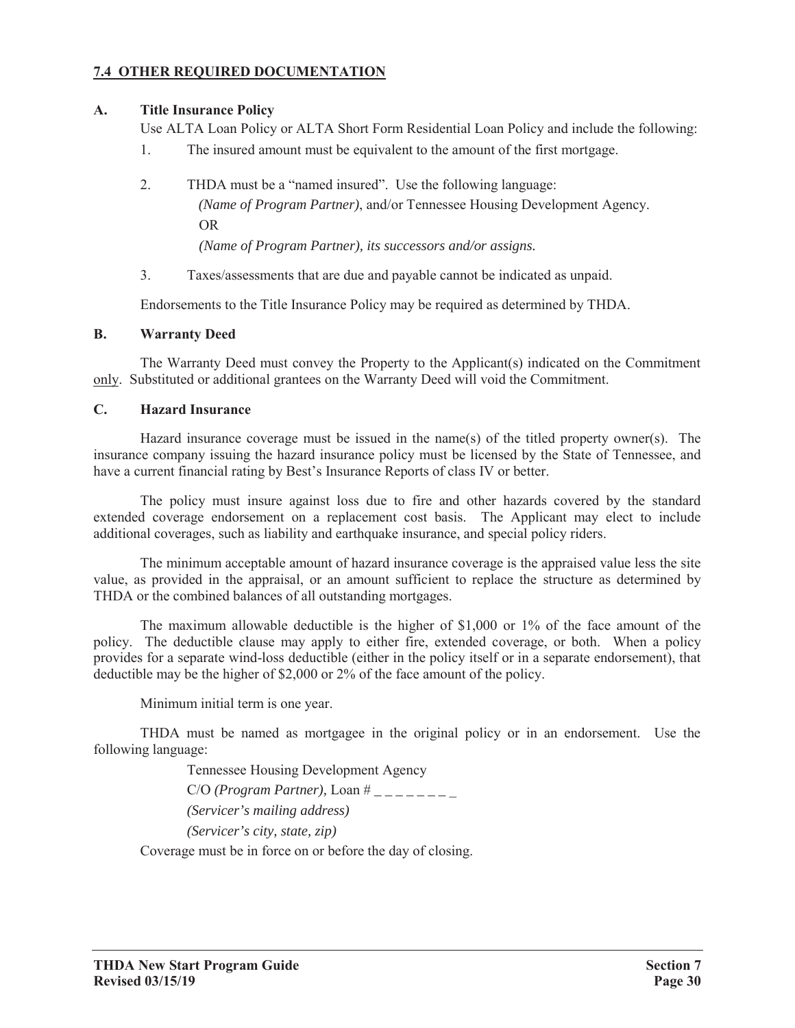## 7.4 OTHER REQUIRED DOCUMENTATION

### A. Title Insurance Policy

Use ALTA Loan Policy or ALTA Short Form Residential Loan Policy and include the following:

1. The insured amount must be equivalent to the amount of the first mortgage.

2. THDA must be a "named insured". Use the following language:

   *(Name of Program Partner)*, and/or Tennessee Housing Development Agency.

   OR

   *(Name of Program Partner), its successors and/or assigns.*

3. Taxes/assessments that are due and payable cannot be indicated as unpaid.

Endorsements to the Title Insurance Policy may be required as determined by THDA.

### B. Warranty Deed

The Warranty Deed must convey the Property to the Applicant(s) indicated on the Commitment only. Substituted or additional grantees on the Warranty Deed will void the Commitment.

### C. Hazard Insurance

Hazard insurance coverage must be issued in the name(s) of the titled property owner(s). The insurance company issuing the hazard insurance policy must be licensed by the State of Tennessee, and have a current financial rating by Best's Insurance Reports of class IV or better.

The policy must insure against loss due to fire and other hazards covered by the standard extended coverage endorsement on a replacement cost basis. The Applicant may elect to include additional coverages, such as liability and earthquake insurance, and special policy riders.

The minimum acceptable amount of hazard insurance coverage is the appraised value less the site value, as provided in the appraisal, or an amount sufficient to replace the structure as determined by THDA or the combined balances of all outstanding mortgages.

The maximum allowable deductible is the higher of $1,000 or 1% of the face amount of the policy. The deductible clause may apply to either fire, extended coverage, or both. When a policy provides for a separate wind-loss deductible (either in the policy itself or in a separate endorsement), that deductible may be the higher of $2,000 or 2% of the face amount of the policy.

Minimum initial term is one year.

THDA must be named as mortgagee in the original policy or in an endorsement. Use the following language:

Tennessee Housing Development Agency
C/O *(Program Partner)*, Loan # _ _ _ _ _ _ _ _
*(Servicer's mailing address)*
*(Servicer's city, state, zip)*

Coverage must be in force on or before the day of closing.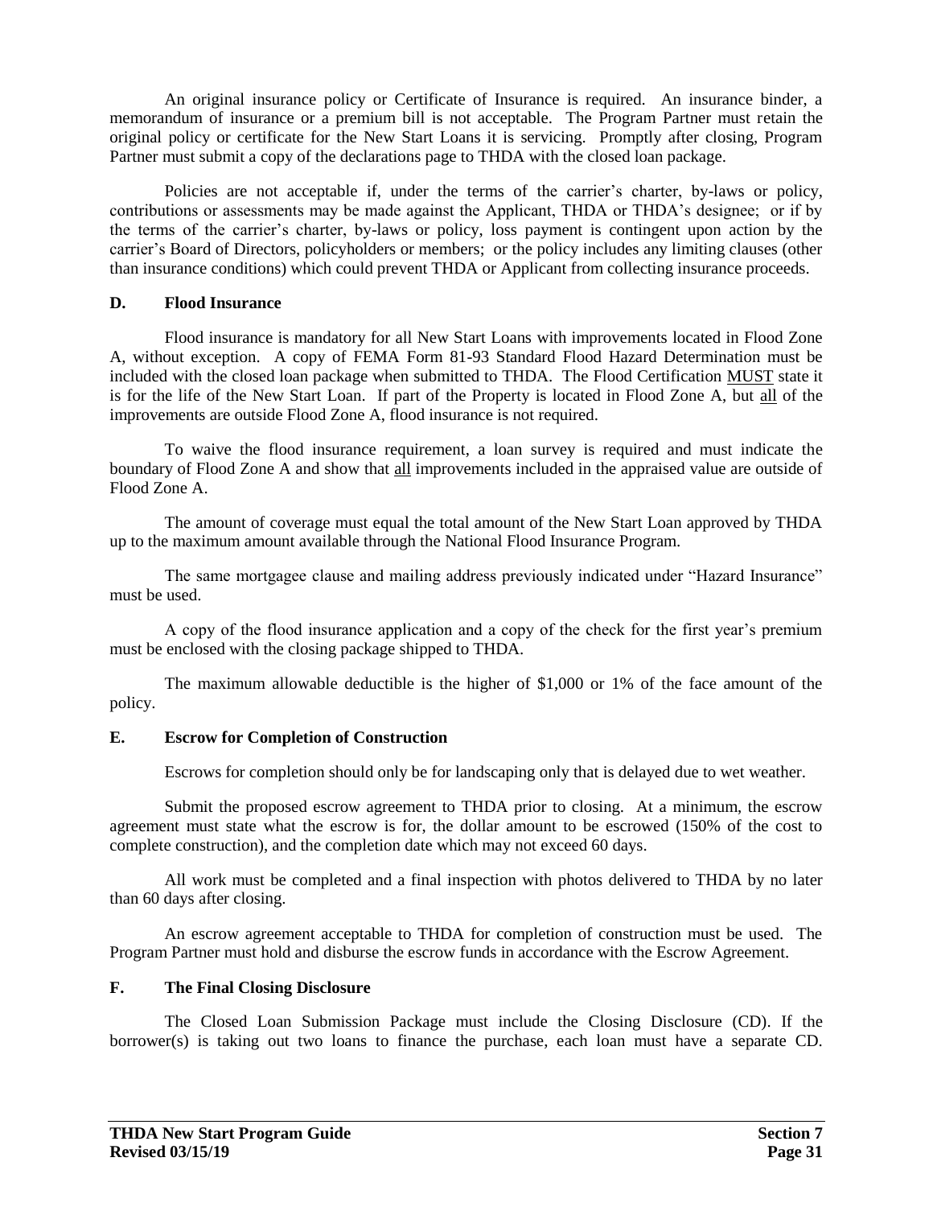An original insurance policy or Certificate of Insurance is required. An insurance binder, a memorandum of insurance or a premium bill is not acceptable. The Program Partner must retain the original policy or certificate for the New Start Loans it is servicing. Promptly after closing, Program Partner must submit a copy of the declarations page to THDA with the closed loan package.

Policies are not acceptable if, under the terms of the carrier's charter, by-laws or policy, contributions or assessments may be made against the Applicant, THDA or THDA's designee; or if by the terms of the carrier's charter, by-laws or policy, loss payment is contingent upon action by the carrier's Board of Directors, policyholders or members; or the policy includes any limiting clauses (other than insurance conditions) which could prevent THDA or Applicant from collecting insurance proceeds.

### D. Flood Insurance

Flood insurance is mandatory for all New Start Loans with improvements located in Flood Zone A, without exception. A copy of FEMA Form 81-93 Standard Flood Hazard Determination must be included with the closed loan package when submitted to THDA. The Flood Certification MUST state it is for the life of the New Start Loan. If part of the Property is located in Flood Zone A, but all of the improvements are outside Flood Zone A, flood insurance is not required.

To waive the flood insurance requirement, a loan survey is required and must indicate the boundary of Flood Zone A and show that all improvements included in the appraised value are outside of Flood Zone A.

The amount of coverage must equal the total amount of the New Start Loan approved by THDA up to the maximum amount available through the National Flood Insurance Program.

The same mortgagee clause and mailing address previously indicated under "Hazard Insurance" must be used.

A copy of the flood insurance application and a copy of the check for the first year's premium must be enclosed with the closing package shipped to THDA.

The maximum allowable deductible is the higher of $1,000 or 1% of the face amount of the policy.

### E. Escrow for Completion of Construction

Escrows for completion should only be for landscaping only that is delayed due to wet weather.

Submit the proposed escrow agreement to THDA prior to closing. At a minimum, the escrow agreement must state what the escrow is for, the dollar amount to be escrowed (150% of the cost to complete construction), and the completion date which may not exceed 60 days.

All work must be completed and a final inspection with photos delivered to THDA by no later than 60 days after closing.

An escrow agreement acceptable to THDA for completion of construction must be used. The Program Partner must hold and disburse the escrow funds in accordance with the Escrow Agreement.

### F. The Final Closing Disclosure

The Closed Loan Submission Package must include the Closing Disclosure (CD). If the borrower(s) is taking out two loans to finance the purchase, each loan must have a separate CD.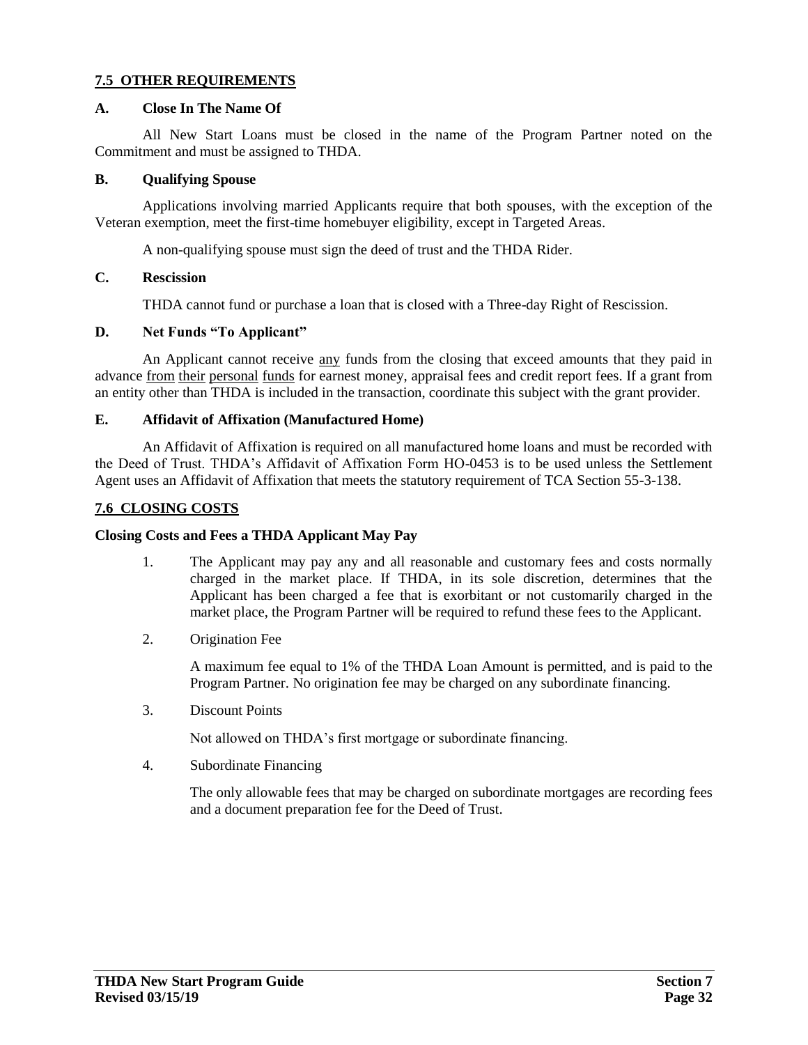## 7.5 OTHER REQUIREMENTS

### A. Close In The Name Of

All New Start Loans must be closed in the name of the Program Partner noted on the Commitment and must be assigned to THDA.

### B. Qualifying Spouse

Applications involving married Applicants require that both spouses, with the exception of the Veteran exemption, meet the first-time homebuyer eligibility, except in Targeted Areas.

A non-qualifying spouse must sign the deed of trust and the THDA Rider.

### C. Rescission

THDA cannot fund or purchase a loan that is closed with a Three-day Right of Rescission.

### D. Net Funds "To Applicant"

An Applicant cannot receive <u>any</u> funds from the closing that exceed amounts that they paid in advance <u>from their personal funds</u> for earnest money, appraisal fees and credit report fees. If a grant from an entity other than THDA is included in the transaction, coordinate this subject with the grant provider.

### E. Affidavit of Affixation (Manufactured Home)

An Affidavit of Affixation is required on all manufactured home loans and must be recorded with the Deed of Trust. THDA's Affidavit of Affixation Form HO-0453 is to be used unless the Settlement Agent uses an Affidavit of Affixation that meets the statutory requirement of TCA Section 55-3-138.

## 7.6 CLOSING COSTS

### Closing Costs and Fees a THDA Applicant May Pay

1. The Applicant may pay any and all reasonable and customary fees and costs normally charged in the market place. If THDA, in its sole discretion, determines that the Applicant has been charged a fee that is exorbitant or not customarily charged in the market place, the Program Partner will be required to refund these fees to the Applicant.

2. Origination Fee

   A maximum fee equal to 1% of the THDA Loan Amount is permitted, and is paid to the Program Partner. No origination fee may be charged on any subordinate financing.

3. Discount Points

   Not allowed on THDA's first mortgage or subordinate financing.

4. Subordinate Financing

   The only allowable fees that may be charged on subordinate mortgages are recording fees and a document preparation fee for the Deed of Trust.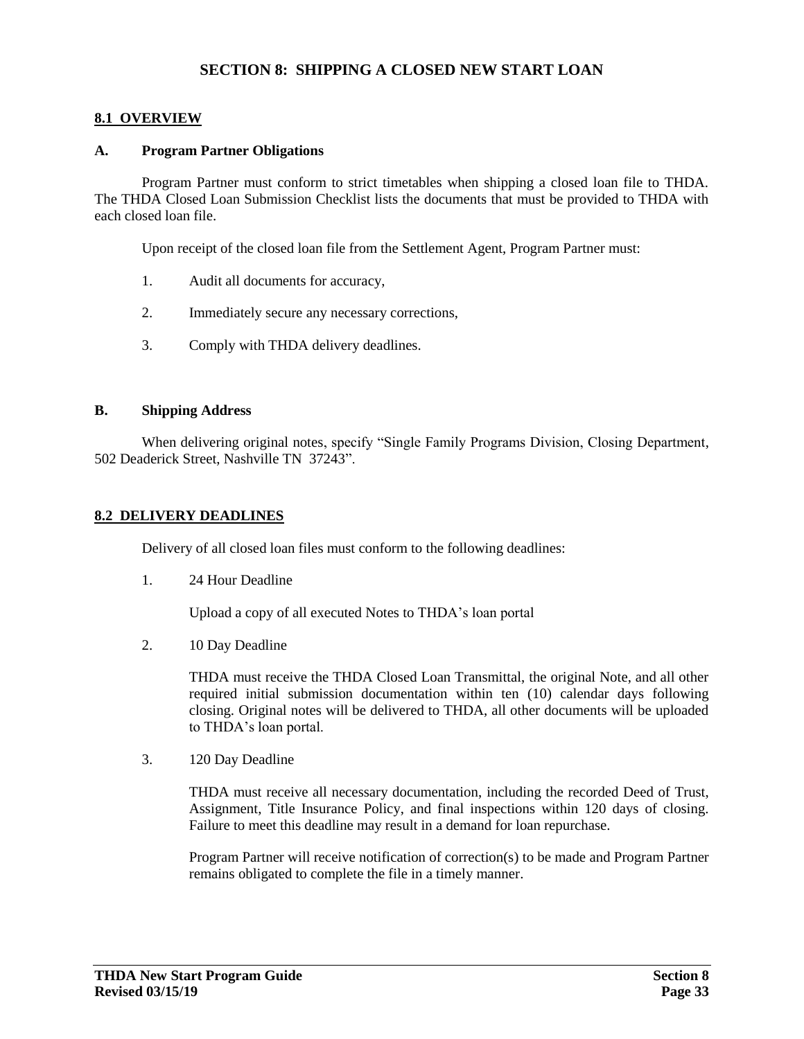# SECTION 8: SHIPPING A CLOSED NEW START LOAN

## 8.1 OVERVIEW

### A. Program Partner Obligations

Program Partner must conform to strict timetables when shipping a closed loan file to THDA. The THDA Closed Loan Submission Checklist lists the documents that must be provided to THDA with each closed loan file.

Upon receipt of the closed loan file from the Settlement Agent, Program Partner must:

1. Audit all documents for accuracy,
2. Immediately secure any necessary corrections,
3. Comply with THDA delivery deadlines.

### B. Shipping Address

When delivering original notes, specify "Single Family Programs Division, Closing Department, 502 Deaderick Street, Nashville TN 37243".

## 8.2 DELIVERY DEADLINES

Delivery of all closed loan files must conform to the following deadlines:

1. 24 Hour Deadline

   Upload a copy of all executed Notes to THDA's loan portal

2. 10 Day Deadline

   THDA must receive the THDA Closed Loan Transmittal, the original Note, and all other required initial submission documentation within ten (10) calendar days following closing. Original notes will be delivered to THDA, all other documents will be uploaded to THDA's loan portal.

3. 120 Day Deadline

   THDA must receive all necessary documentation, including the recorded Deed of Trust, Assignment, Title Insurance Policy, and final inspections within 120 days of closing. Failure to meet this deadline may result in a demand for loan repurchase.

   Program Partner will receive notification of correction(s) to be made and Program Partner remains obligated to complete the file in a timely manner.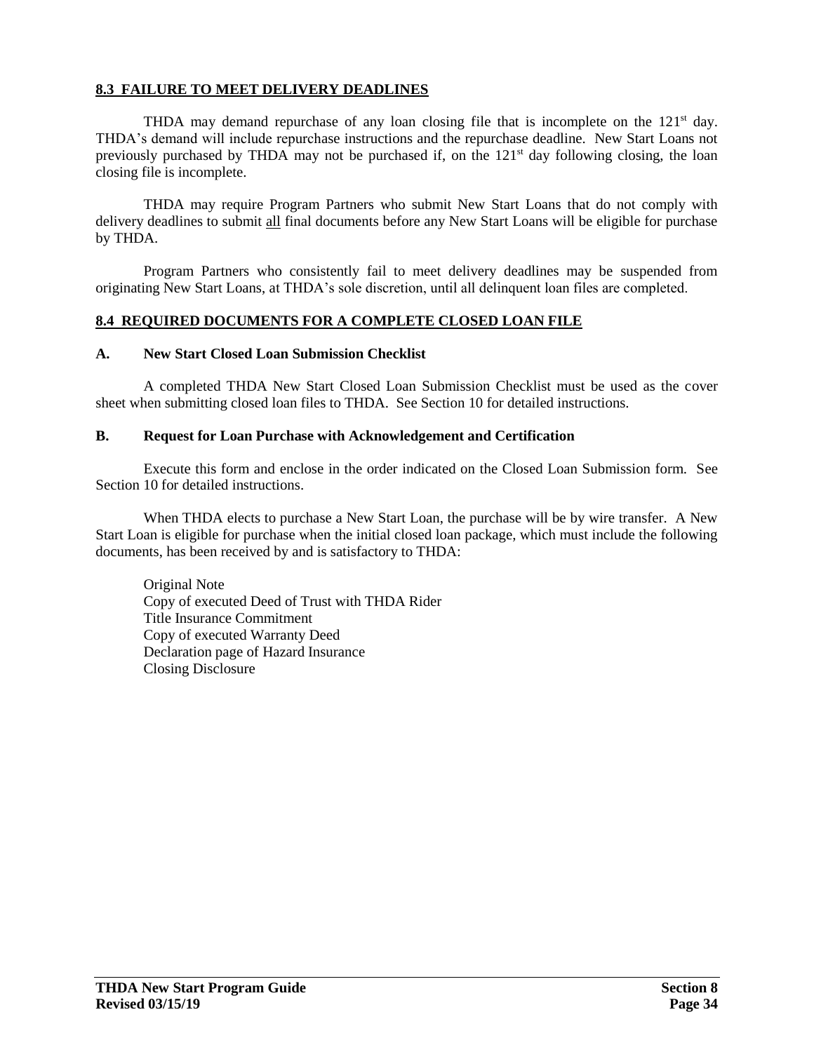## 8.3 FAILURE TO MEET DELIVERY DEADLINES

THDA may demand repurchase of any loan closing file that is incomplete on the 121st day. THDA's demand will include repurchase instructions and the repurchase deadline. New Start Loans not previously purchased by THDA may not be purchased if, on the 121st day following closing, the loan closing file is incomplete.

THDA may require Program Partners who submit New Start Loans that do not comply with delivery deadlines to submit all final documents before any New Start Loans will be eligible for purchase by THDA.

Program Partners who consistently fail to meet delivery deadlines may be suspended from originating New Start Loans, at THDA's sole discretion, until all delinquent loan files are completed.

## 8.4 REQUIRED DOCUMENTS FOR A COMPLETE CLOSED LOAN FILE

### A. New Start Closed Loan Submission Checklist

A completed THDA New Start Closed Loan Submission Checklist must be used as the cover sheet when submitting closed loan files to THDA. See Section 10 for detailed instructions.

### B. Request for Loan Purchase with Acknowledgement and Certification

Execute this form and enclose in the order indicated on the Closed Loan Submission form. See Section 10 for detailed instructions.

When THDA elects to purchase a New Start Loan, the purchase will be by wire transfer. A New Start Loan is eligible for purchase when the initial closed loan package, which must include the following documents, has been received by and is satisfactory to THDA:

- Original Note
- Copy of executed Deed of Trust with THDA Rider
- Title Insurance Commitment
- Copy of executed Warranty Deed
- Declaration page of Hazard Insurance
- Closing Disclosure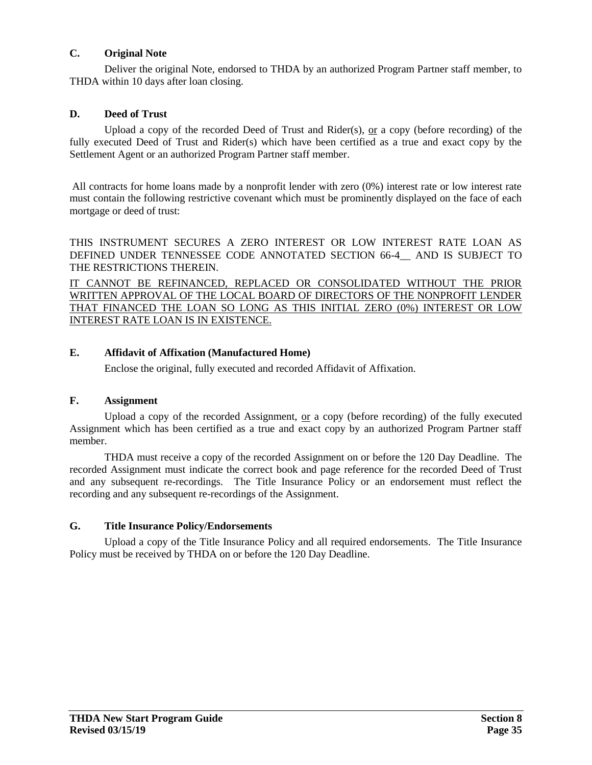### C. Original Note

Deliver the original Note, endorsed to THDA by an authorized Program Partner staff member, to THDA within 10 days after loan closing.

### D. Deed of Trust

Upload a copy of the recorded Deed of Trust and Rider(s), <u>or</u> a copy (before recording) of the fully executed Deed of Trust and Rider(s) which have been certified as a true and exact copy by the Settlement Agent or an authorized Program Partner staff member.

All contracts for home loans made by a nonprofit lender with zero (0%) interest rate or low interest rate must contain the following restrictive covenant which must be prominently displayed on the face of each mortgage or deed of trust:

THIS INSTRUMENT SECURES A ZERO INTEREST OR LOW INTEREST RATE LOAN AS DEFINED UNDER TENNESSEE CODE ANNOTATED SECTION 66-4__ AND IS SUBJECT TO THE RESTRICTIONS THEREIN.

<u>IT CANNOT BE REFINANCED, REPLACED OR CONSOLIDATED WITHOUT THE PRIOR WRITTEN APPROVAL OF THE LOCAL BOARD OF DIRECTORS OF THE NONPROFIT LENDER THAT FINANCED THE LOAN SO LONG AS THIS INITIAL ZERO (0%) INTEREST OR LOW INTEREST RATE LOAN IS IN EXISTENCE.</u>

### E. Affidavit of Affixation (Manufactured Home)

Enclose the original, fully executed and recorded Affidavit of Affixation.

### F. Assignment

Upload a copy of the recorded Assignment, <u>or</u> a copy (before recording) of the fully executed Assignment which has been certified as a true and exact copy by an authorized Program Partner staff member.

THDA must receive a copy of the recorded Assignment on or before the 120 Day Deadline. The recorded Assignment must indicate the correct book and page reference for the recorded Deed of Trust and any subsequent re-recordings. The Title Insurance Policy or an endorsement must reflect the recording and any subsequent re-recordings of the Assignment.

### G. Title Insurance Policy/Endorsements

Upload a copy of the Title Insurance Policy and all required endorsements. The Title Insurance Policy must be received by THDA on or before the 120 Day Deadline.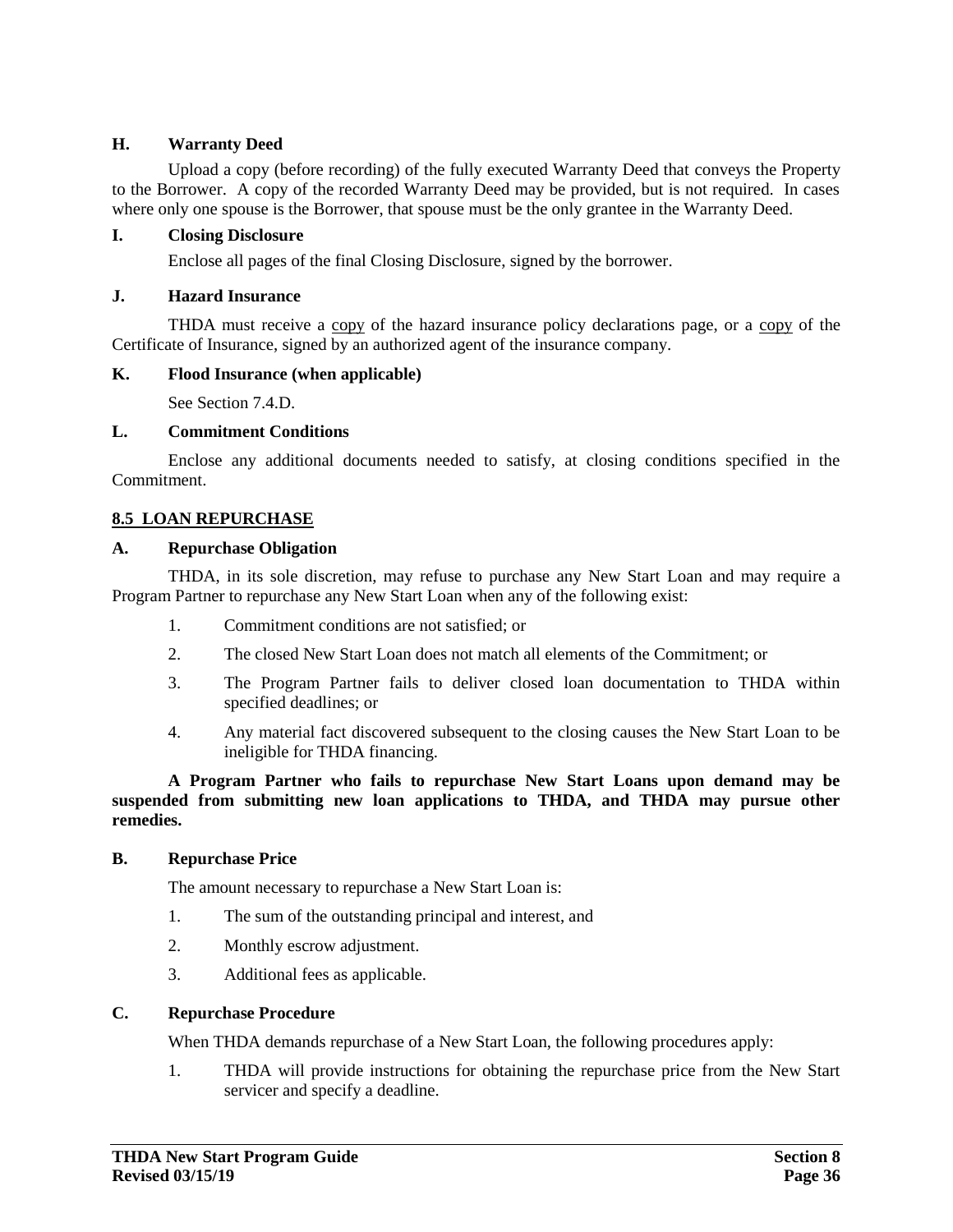**H. Warranty Deed**

Upload a copy (before recording) of the fully executed Warranty Deed that conveys the Property to the Borrower. A copy of the recorded Warranty Deed may be provided, but is not required. In cases where only one spouse is the Borrower, that spouse must be the only grantee in the Warranty Deed.

**I. Closing Disclosure**

Enclose all pages of the final Closing Disclosure, signed by the borrower.

**J. Hazard Insurance**

THDA must receive a <u>copy</u> of the hazard insurance policy declarations page, or a <u>copy</u> of the Certificate of Insurance, signed by an authorized agent of the insurance company.

**K. Flood Insurance (when applicable)**

See Section 7.4.D.

**L. Commitment Conditions**

Enclose any additional documents needed to satisfy, at closing conditions specified in the Commitment.

## 8.5 LOAN REPURCHASE

**A. Repurchase Obligation**

THDA, in its sole discretion, may refuse to purchase any New Start Loan and may require a Program Partner to repurchase any New Start Loan when any of the following exist:

1. Commitment conditions are not satisfied; or
2. The closed New Start Loan does not match all elements of the Commitment; or
3. The Program Partner fails to deliver closed loan documentation to THDA within specified deadlines; or
4. Any material fact discovered subsequent to the closing causes the New Start Loan to be ineligible for THDA financing.

**A Program Partner who fails to repurchase New Start Loans upon demand may be suspended from submitting new loan applications to THDA, and THDA may pursue other remedies.**

**B. Repurchase Price**

The amount necessary to repurchase a New Start Loan is:

1. The sum of the outstanding principal and interest, and
2. Monthly escrow adjustment.
3. Additional fees as applicable.

**C. Repurchase Procedure**

When THDA demands repurchase of a New Start Loan, the following procedures apply:

1. THDA will provide instructions for obtaining the repurchase price from the New Start servicer and specify a deadline.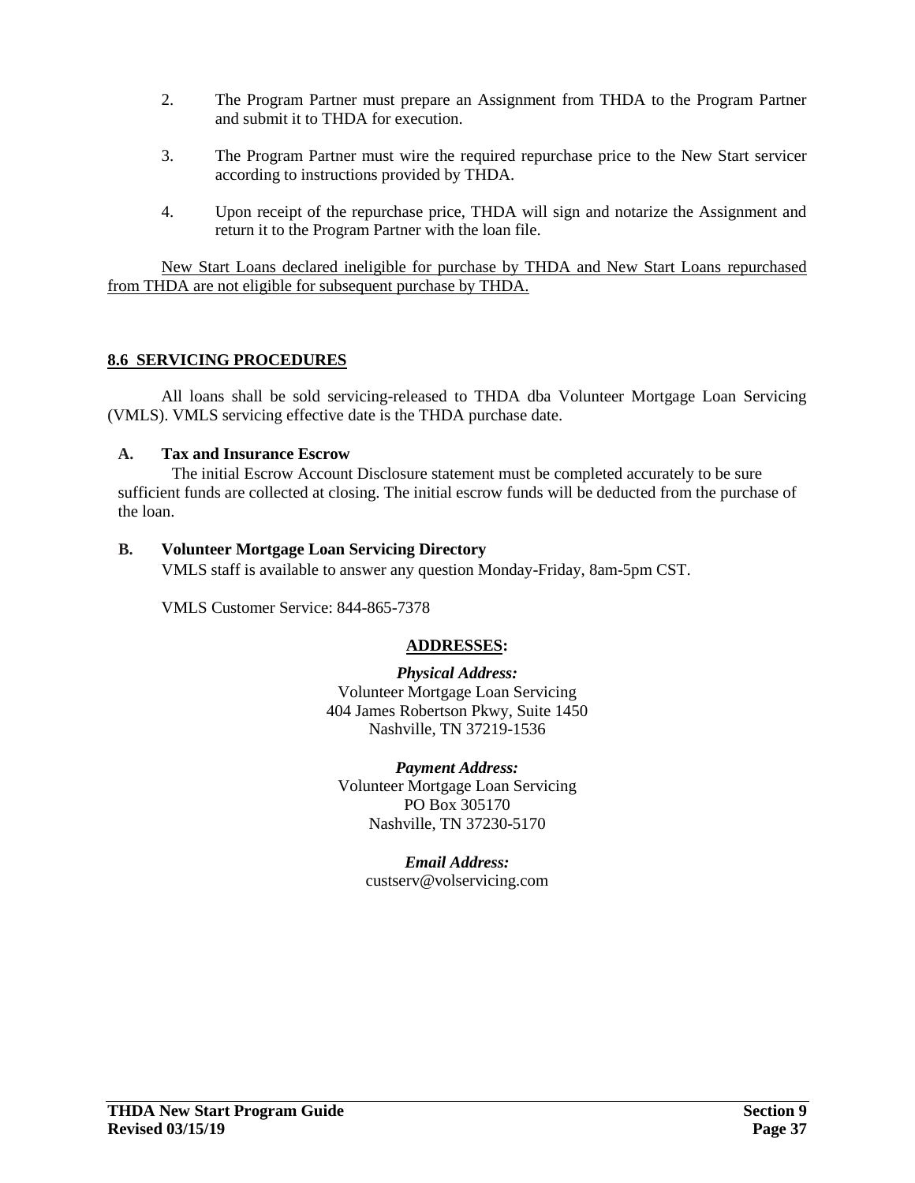2. The Program Partner must prepare an Assignment from THDA to the Program Partner and submit it to THDA for execution.

3. The Program Partner must wire the required repurchase price to the New Start servicer according to instructions provided by THDA.

4. Upon receipt of the repurchase price, THDA will sign and notarize the Assignment and return it to the Program Partner with the loan file.

New Start Loans declared ineligible for purchase by THDA and New Start Loans repurchased from THDA are not eligible for subsequent purchase by THDA.

## 8.6 SERVICING PROCEDURES

All loans shall be sold servicing-released to THDA dba Volunteer Mortgage Loan Servicing (VMLS). VMLS servicing effective date is the THDA purchase date.

**A. Tax and Insurance Escrow**

The initial Escrow Account Disclosure statement must be completed accurately to be sure sufficient funds are collected at closing. The initial escrow funds will be deducted from the purchase of the loan.

**B. Volunteer Mortgage Loan Servicing Directory**

VMLS staff is available to answer any question Monday-Friday, 8am-5pm CST.

VMLS Customer Service: 844-865-7378

**ADDRESSES:**

***Physical Address:***
Volunteer Mortgage Loan Servicing
404 James Robertson Pkwy, Suite 1450
Nashville, TN 37219-1536

***Payment Address:***
Volunteer Mortgage Loan Servicing
PO Box 305170
Nashville, TN 37230-5170

***Email Address:***
custserv@volservicing.com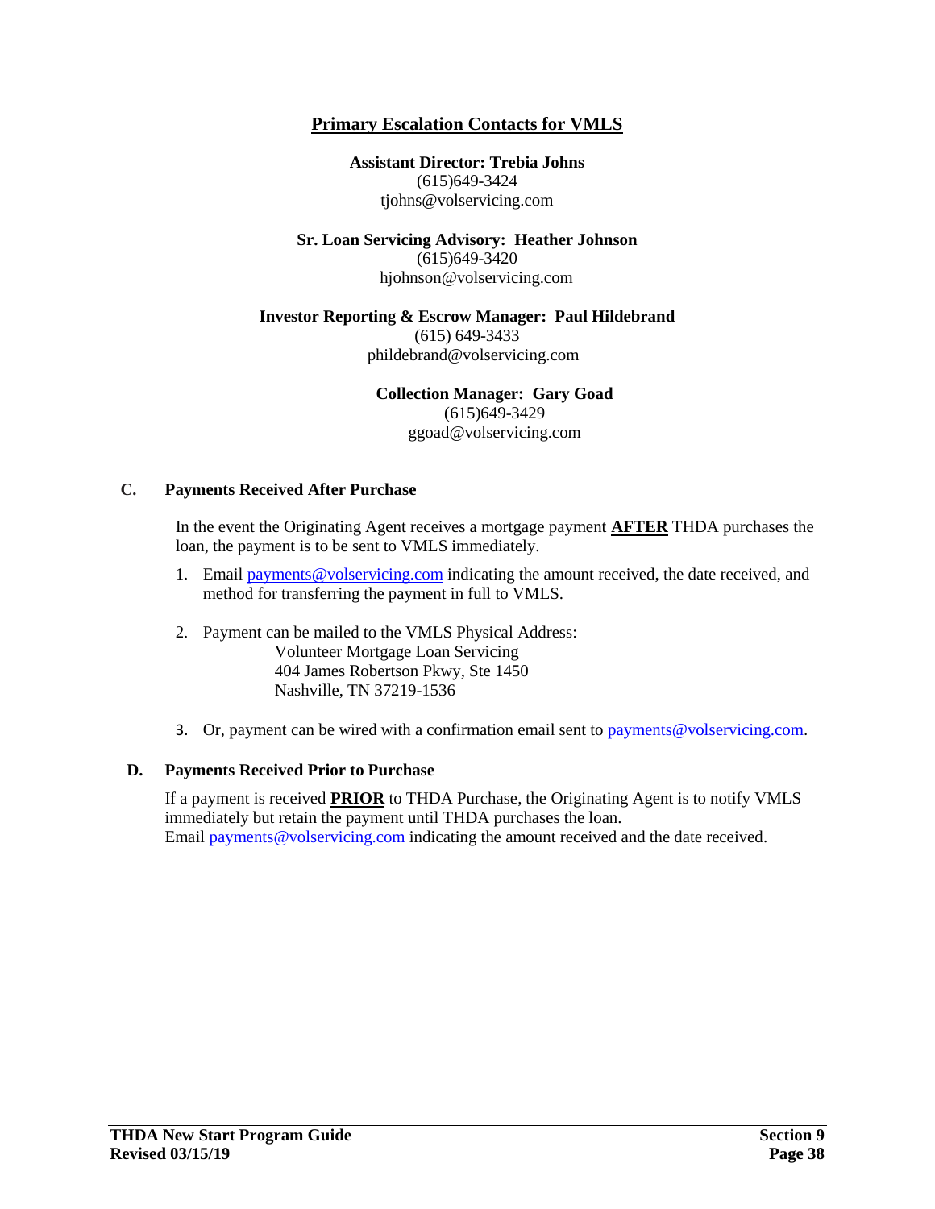## Primary Escalation Contacts for VMLS

**Assistant Director: Trebia Johns**
(615)649-3424
tjohns@volservicing.com

**Sr. Loan Servicing Advisory: Heather Johnson**
(615)649-3420
hjohnson@volservicing.com

**Investor Reporting & Escrow Manager: Paul Hildebrand**
(615) 649-3433
phildebrand@volservicing.com

**Collection Manager: Gary Goad**
(615)649-3429
ggoad@volservicing.com

### C. Payments Received After Purchase

In the event the Originating Agent receives a mortgage payment **AFTER** THDA purchases the loan, the payment is to be sent to VMLS immediately.

1. Email payments@volservicing.com indicating the amount received, the date received, and method for transferring the payment in full to VMLS.
2. Payment can be mailed to the VMLS Physical Address:
   Volunteer Mortgage Loan Servicing
   404 James Robertson Pkwy, Ste 1450
   Nashville, TN 37219-1536
3. Or, payment can be wired with a confirmation email sent to payments@volservicing.com.

### D. Payments Received Prior to Purchase

If a payment is received **PRIOR** to THDA Purchase, the Originating Agent is to notify VMLS immediately but retain the payment until THDA purchases the loan.
Email payments@volservicing.com indicating the amount received and the date received.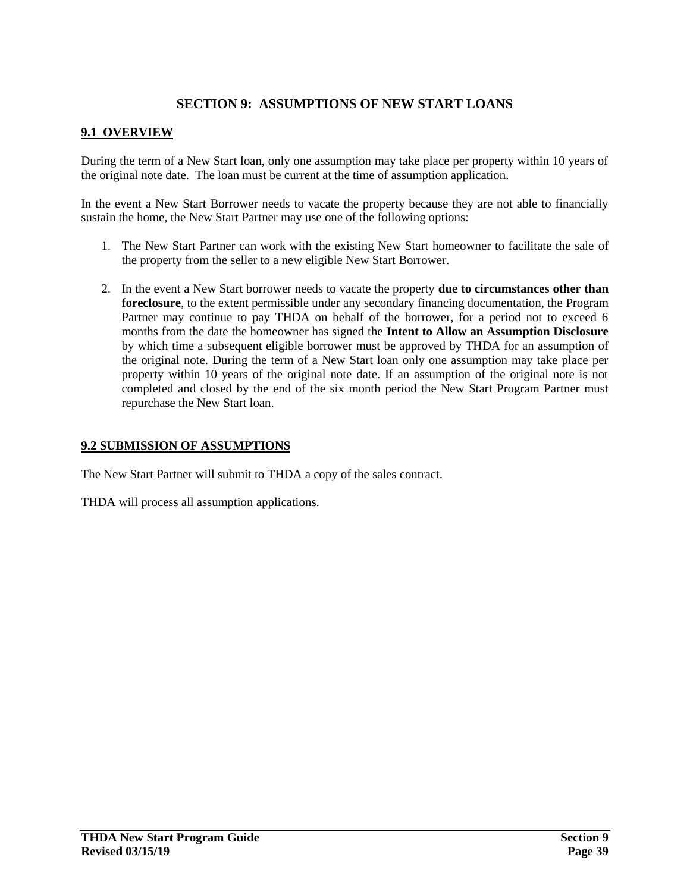# SECTION 9: ASSUMPTIONS OF NEW START LOANS

## 9.1 OVERVIEW

During the term of a New Start loan, only one assumption may take place per property within 10 years of the original note date. The loan must be current at the time of assumption application.

In the event a New Start Borrower needs to vacate the property because they are not able to financially sustain the home, the New Start Partner may use one of the following options:

1. The New Start Partner can work with the existing New Start homeowner to facilitate the sale of the property from the seller to a new eligible New Start Borrower.

2. In the event a New Start borrower needs to vacate the property **due to circumstances other than foreclosure**, to the extent permissible under any secondary financing documentation, the Program Partner may continue to pay THDA on behalf of the borrower, for a period not to exceed 6 months from the date the homeowner has signed the **Intent to Allow an Assumption Disclosure** by which time a subsequent eligible borrower must be approved by THDA for an assumption of the original note. During the term of a New Start loan only one assumption may take place per property within 10 years of the original note date. If an assumption of the original note is not completed and closed by the end of the six month period the New Start Program Partner must repurchase the New Start loan.

## 9.2 SUBMISSION OF ASSUMPTIONS

The New Start Partner will submit to THDA a copy of the sales contract.

THDA will process all assumption applications.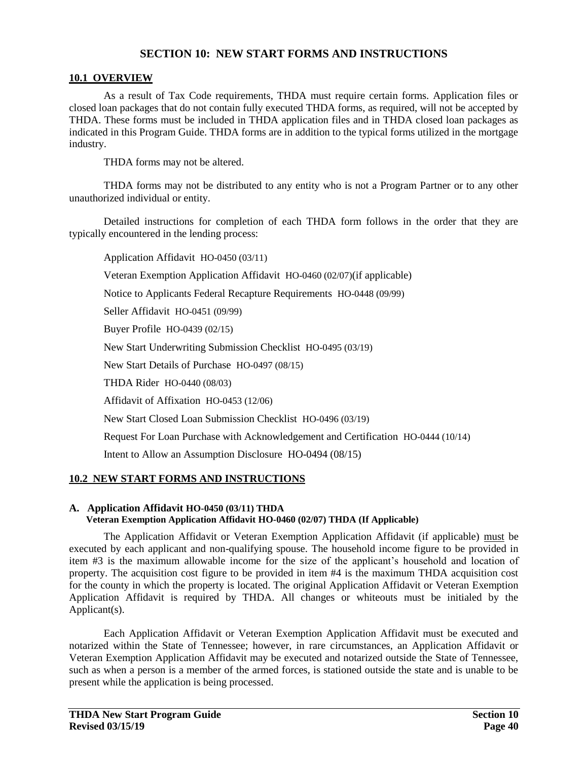# SECTION 10: NEW START FORMS AND INSTRUCTIONS

## 10.1 OVERVIEW

As a result of Tax Code requirements, THDA must require certain forms. Application files or closed loan packages that do not contain fully executed THDA forms, as required, will not be accepted by THDA. These forms must be included in THDA application files and in THDA closed loan packages as indicated in this Program Guide. THDA forms are in addition to the typical forms utilized in the mortgage industry.

THDA forms may not be altered.

THDA forms may not be distributed to any entity who is not a Program Partner or to any other unauthorized individual or entity.

Detailed instructions for completion of each THDA form follows in the order that they are typically encountered in the lending process:

Application Affidavit HO-0450 (03/11)

Veteran Exemption Application Affidavit HO-0460 (02/07)(if applicable)

Notice to Applicants Federal Recapture Requirements HO-0448 (09/99)

Seller Affidavit HO-0451 (09/99)

Buyer Profile HO-0439 (02/15)

New Start Underwriting Submission Checklist HO-0495 (03/19)

New Start Details of Purchase HO-0497 (08/15)

THDA Rider HO-0440 (08/03)

Affidavit of Affixation HO-0453 (12/06)

New Start Closed Loan Submission Checklist HO-0496 (03/19)

Request For Loan Purchase with Acknowledgement and Certification HO-0444 (10/14)

Intent to Allow an Assumption Disclosure HO-0494 (08/15)

## 10.2 NEW START FORMS AND INSTRUCTIONS

### A. Application Affidavit HO-0450 (03/11) THDA
### Veteran Exemption Application Affidavit HO-0460 (02/07) THDA (If Applicable)

The Application Affidavit or Veteran Exemption Application Affidavit (if applicable) must be executed by each applicant and non-qualifying spouse. The household income figure to be provided in item #3 is the maximum allowable income for the size of the applicant's household and location of property. The acquisition cost figure to be provided in item #4 is the maximum THDA acquisition cost for the county in which the property is located. The original Application Affidavit or Veteran Exemption Application Affidavit is required by THDA. All changes or whiteouts must be initialed by the Applicant(s).

Each Application Affidavit or Veteran Exemption Application Affidavit must be executed and notarized within the State of Tennessee; however, in rare circumstances, an Application Affidavit or Veteran Exemption Application Affidavit may be executed and notarized outside the State of Tennessee, such as when a person is a member of the armed forces, is stationed outside the state and is unable to be present while the application is being processed.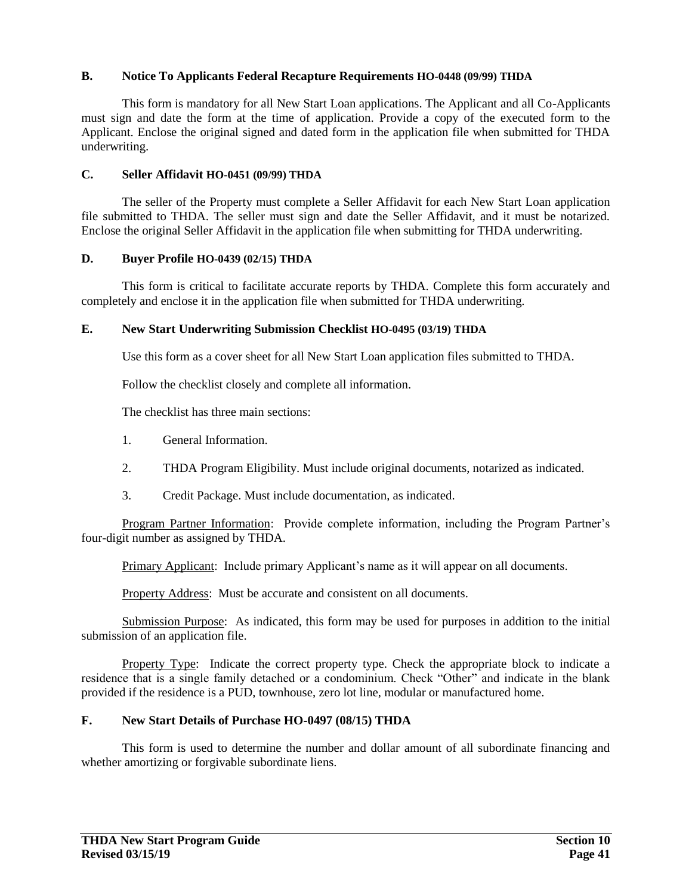**B. Notice To Applicants Federal Recapture Requirements HO-0448 (09/99) THDA**

This form is mandatory for all New Start Loan applications. The Applicant and all Co-Applicants must sign and date the form at the time of application. Provide a copy of the executed form to the Applicant. Enclose the original signed and dated form in the application file when submitted for THDA underwriting.

**C. Seller Affidavit HO-0451 (09/99) THDA**

The seller of the Property must complete a Seller Affidavit for each New Start Loan application file submitted to THDA. The seller must sign and date the Seller Affidavit, and it must be notarized. Enclose the original Seller Affidavit in the application file when submitting for THDA underwriting.

**D. Buyer Profile HO-0439 (02/15) THDA**

This form is critical to facilitate accurate reports by THDA. Complete this form accurately and completely and enclose it in the application file when submitted for THDA underwriting.

**E. New Start Underwriting Submission Checklist HO-0495 (03/19) THDA**

Use this form as a cover sheet for all New Start Loan application files submitted to THDA.

Follow the checklist closely and complete all information.

The checklist has three main sections:

1. General Information.
2. THDA Program Eligibility. Must include original documents, notarized as indicated.
3. Credit Package. Must include documentation, as indicated.

Program Partner Information: Provide complete information, including the Program Partner's four-digit number as assigned by THDA.

Primary Applicant: Include primary Applicant's name as it will appear on all documents.

Property Address: Must be accurate and consistent on all documents.

Submission Purpose: As indicated, this form may be used for purposes in addition to the initial submission of an application file.

Property Type: Indicate the correct property type. Check the appropriate block to indicate a residence that is a single family detached or a condominium. Check "Other" and indicate in the blank provided if the residence is a PUD, townhouse, zero lot line, modular or manufactured home.

**F. New Start Details of Purchase HO-0497 (08/15) THDA**

This form is used to determine the number and dollar amount of all subordinate financing and whether amortizing or forgivable subordinate liens.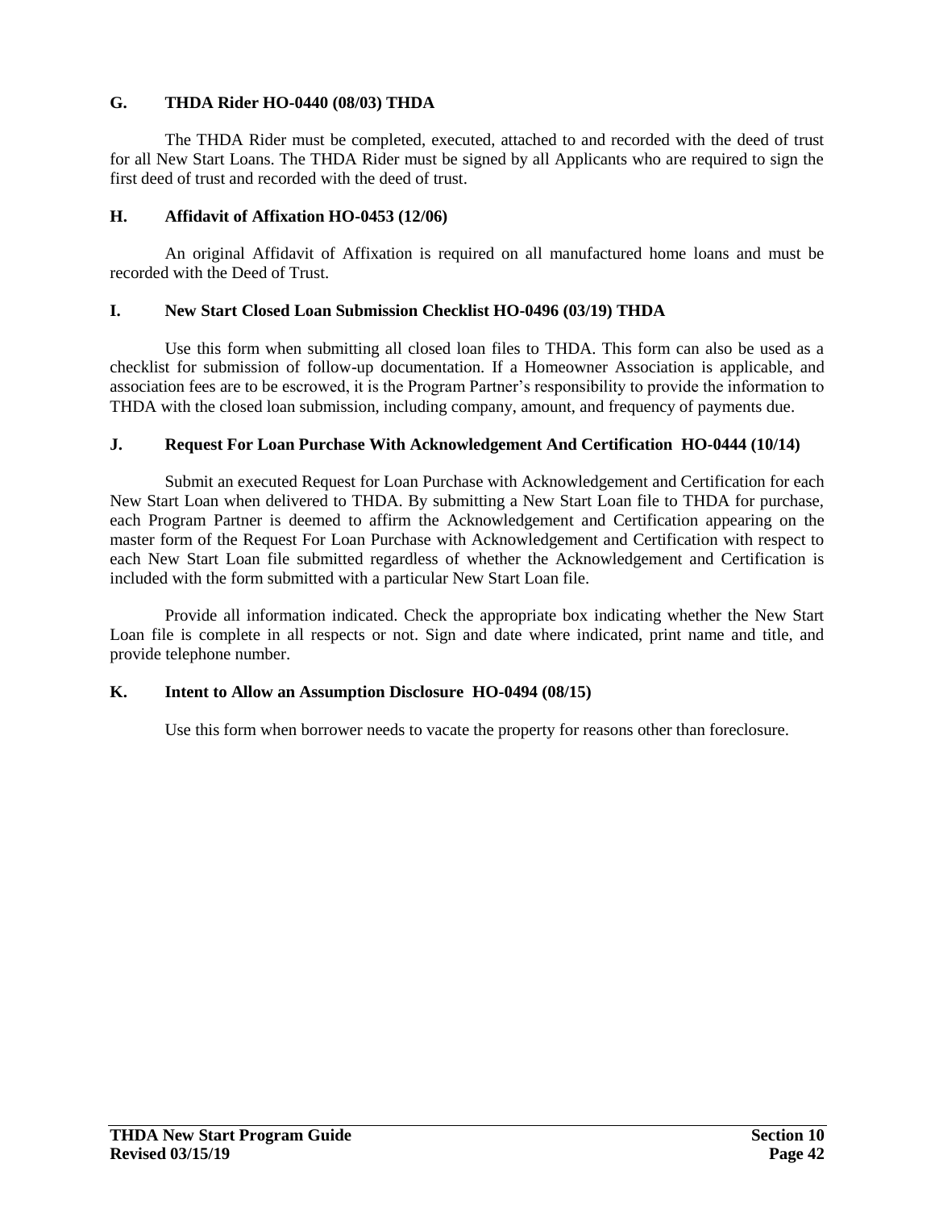### G. THDA Rider HO-0440 (08/03) THDA

The THDA Rider must be completed, executed, attached to and recorded with the deed of trust for all New Start Loans. The THDA Rider must be signed by all Applicants who are required to sign the first deed of trust and recorded with the deed of trust.

### H. Affidavit of Affixation HO-0453 (12/06)

An original Affidavit of Affixation is required on all manufactured home loans and must be recorded with the Deed of Trust.

### I. New Start Closed Loan Submission Checklist HO-0496 (03/19) THDA

Use this form when submitting all closed loan files to THDA. This form can also be used as a checklist for submission of follow-up documentation. If a Homeowner Association is applicable, and association fees are to be escrowed, it is the Program Partner's responsibility to provide the information to THDA with the closed loan submission, including company, amount, and frequency of payments due.

### J. Request For Loan Purchase With Acknowledgement And Certification HO-0444 (10/14)

Submit an executed Request for Loan Purchase with Acknowledgement and Certification for each New Start Loan when delivered to THDA. By submitting a New Start Loan file to THDA for purchase, each Program Partner is deemed to affirm the Acknowledgement and Certification appearing on the master form of the Request For Loan Purchase with Acknowledgement and Certification with respect to each New Start Loan file submitted regardless of whether the Acknowledgement and Certification is included with the form submitted with a particular New Start Loan file.

Provide all information indicated. Check the appropriate box indicating whether the New Start Loan file is complete in all respects or not. Sign and date where indicated, print name and title, and provide telephone number.

### K. Intent to Allow an Assumption Disclosure HO-0494 (08/15)

Use this form when borrower needs to vacate the property for reasons other than foreclosure.